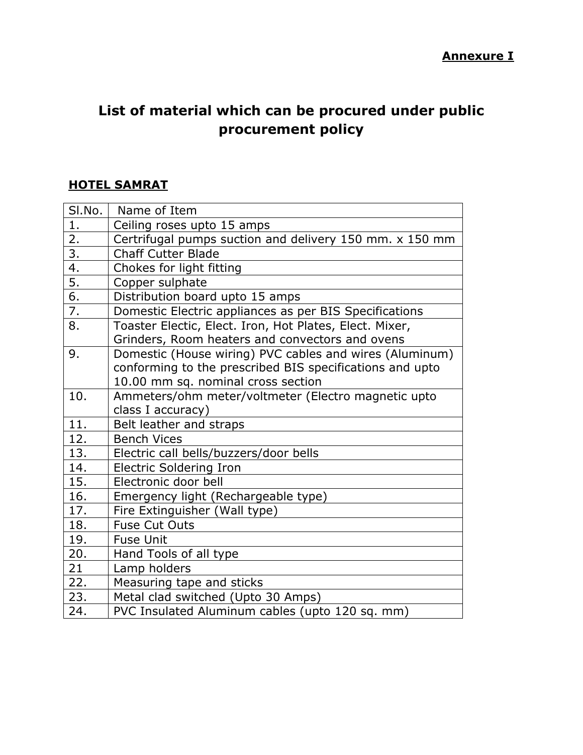**Annexure I**

# List of material which can be procured under public procurement policy

## HOTEL SAMRAT

| Sl.No. | Name of Item |
|---|---|
| 1. | Ceiling roses upto 15 amps |
| 2. | Certrifugal pumps suction and delivery 150 mm. x 150 mm |
| 3. | Chaff Cutter Blade |
| 4. | Chokes for light fitting |
| 5. | Copper sulphate |
| 6. | Distribution board upto 15 amps |
| 7. | Domestic Electric appliances as per BIS Specifications |
| 8. | Toaster Electic, Elect. Iron, Hot Plates, Elect. Mixer, Grinders, Room heaters and convectors and ovens |
| 9. | Domestic (House wiring) PVC cables and wires (Aluminum) conforming to the prescribed BIS specifications and upto 10.00 mm sq. nominal cross section |
| 10. | Ammeters/ohm meter/voltmeter (Electro magnetic upto class I accuracy) |
| 11. | Belt leather and straps |
| 12. | Bench Vices |
| 13. | Electric call bells/buzzers/door bells |
| 14. | Electric Soldering Iron |
| 15. | Electronic door bell |
| 16. | Emergency light (Rechargeable type) |
| 17. | Fire Extinguisher (Wall type) |
| 18. | Fuse Cut Outs |
| 19. | Fuse Unit |
| 20. | Hand Tools of all type |
| 21 | Lamp holders |
| 22. | Measuring tape and sticks |
| 23. | Metal clad switched (Upto 30 Amps) |
| 24. | PVC Insulated Aluminum cables (upto 120 sq. mm) |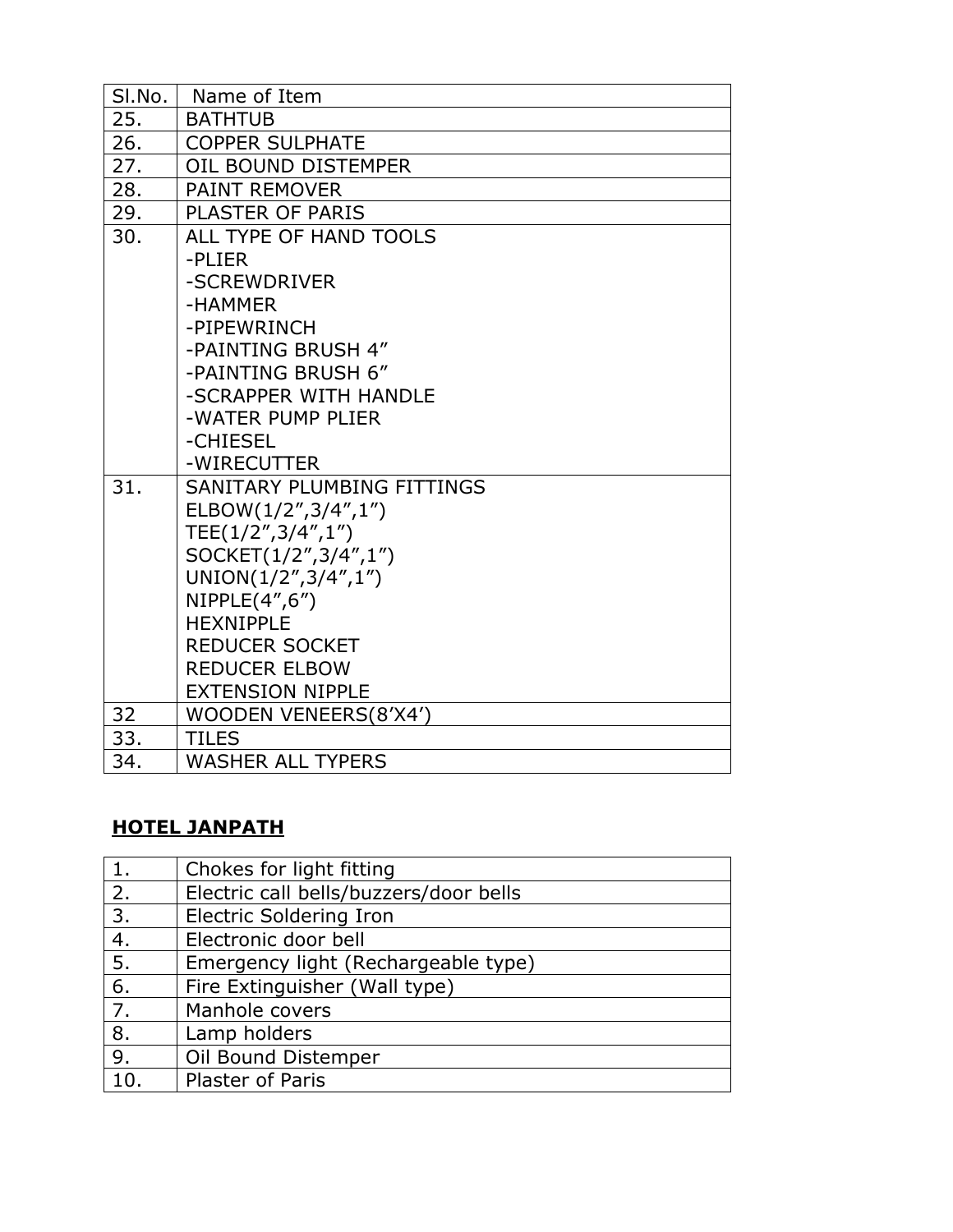| Sl.No. | Name of Item |
|---|---|
| 25. | BATHTUB |
| 26. | COPPER SULPHATE |
| 27. | OIL BOUND DISTEMPER |
| 28. | PAINT REMOVER |
| 29. | PLASTER OF PARIS |
| 30. | ALL TYPE OF HAND TOOLS<br>-PLIER<br>-SCREWDRIVER<br>-HAMMER<br>-PIPEWRINCH<br>-PAINTING BRUSH 4”<br>-PAINTING BRUSH 6”<br>-SCRAPPER WITH HANDLE<br>-WATER PUMP PLIER<br>-CHIESEL<br>-WIRECUTTER |
| 31. | SANITARY PLUMBING FITTINGS<br>ELBOW(1/2”,3/4”,1”)<br>TEE(1/2”,3/4”,1”)<br>SOCKET(1/2”,3/4”,1”)<br>UNION(1/2”,3/4”,1”)<br>NIPPLE(4”,6”)<br>HEXNIPPLE<br>REDUCER SOCKET<br>REDUCER ELBOW<br>EXTENSION NIPPLE |
| 32 | WOODEN VENEERS(8’X4’) |
| 33. | TILES |
| 34. | WASHER ALL TYPERS |

**HOTEL JANPATH**

| | |
|---|---|
| 1. | Chokes for light fitting |
| 2. | Electric call bells/buzzers/door bells |
| 3. | Electric Soldering Iron |
| 4. | Electronic door bell |
| 5. | Emergency light (Rechargeable type) |
| 6. | Fire Extinguisher (Wall type) |
| 7. | Manhole covers |
| 8. | Lamp holders |
| 9. | Oil Bound Distemper |
| 10. | Plaster of Paris |